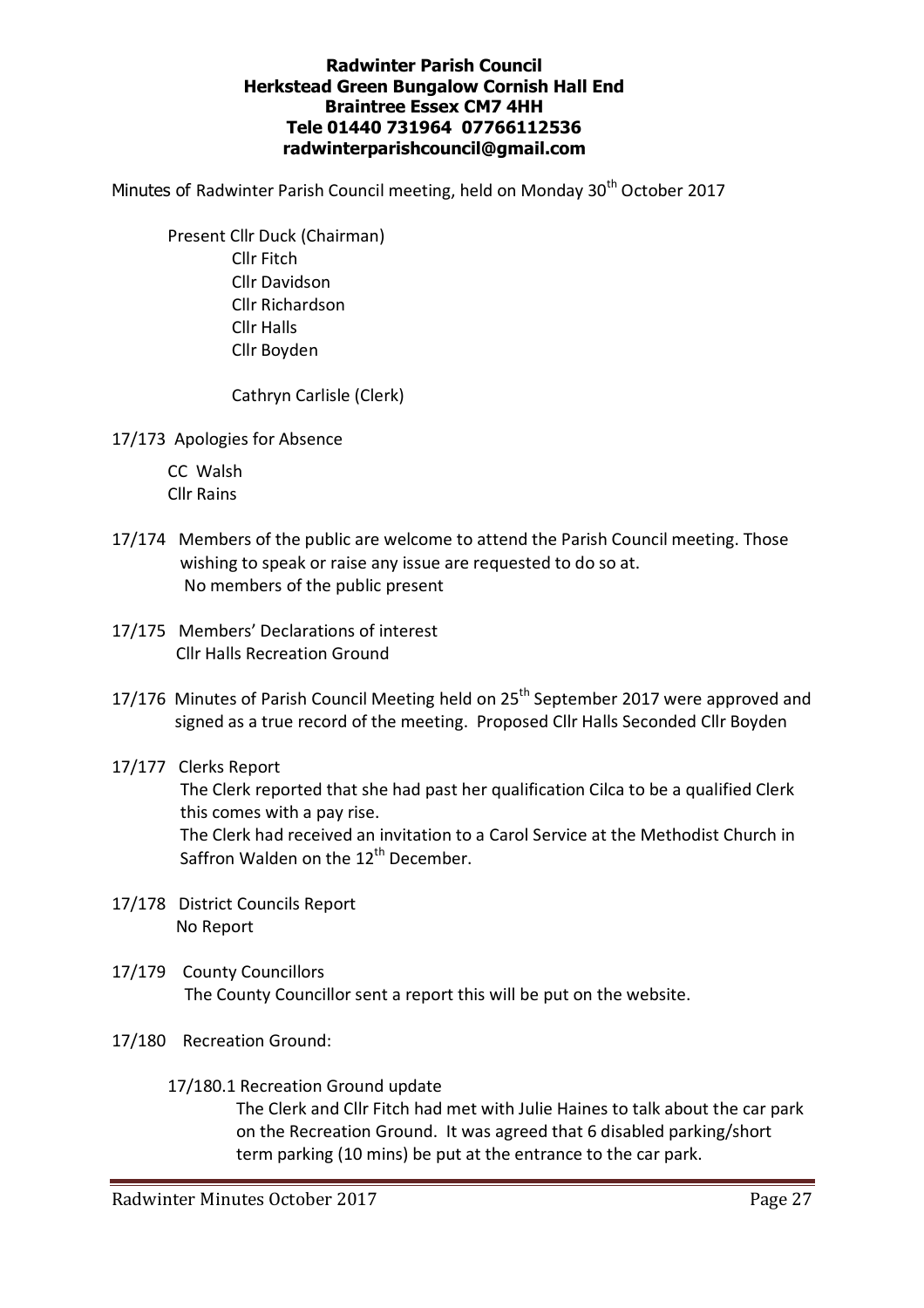**Radwinter Parish Council**
**Herkstead Green Bungalow Cornish Hall End**
**Braintree Essex CM7 4HH**
**Tele 01440 731964 07766112536**
**radwinterparishcouncil@gmail.com**

Minutes of Radwinter Parish Council meeting, held on Monday 30th October 2017

Present Cllr Duck (Chairman)
Cllr Fitch
Cllr Davidson
Cllr Richardson
Cllr Halls
Cllr Boyden

Cathryn Carlisle (Clerk)

17/173 Apologies for Absence

CC Walsh
Cllr Rains

17/174 Members of the public are welcome to attend the Parish Council meeting. Those wishing to speak or raise any issue are requested to do so at.
No members of the public present

17/175 Members' Declarations of interest
Cllr Halls Recreation Ground

17/176 Minutes of Parish Council Meeting held on 25th September 2017 were approved and signed as a true record of the meeting. Proposed Cllr Halls Seconded Cllr Boyden

17/177 Clerks Report
The Clerk reported that she had past her qualification Cilca to be a qualified Clerk this comes with a pay rise.
The Clerk had received an invitation to a Carol Service at the Methodist Church in Saffron Walden on the 12th December.

17/178 District Councils Report
No Report

17/179 County Councillors
The County Councillor sent a report this will be put on the website.

17/180 Recreation Ground:

17/180.1 Recreation Ground update
The Clerk and Cllr Fitch had met with Julie Haines to talk about the car park on the Recreation Ground. It was agreed that 6 disabled parking/short term parking (10 mins) be put at the entrance to the car park.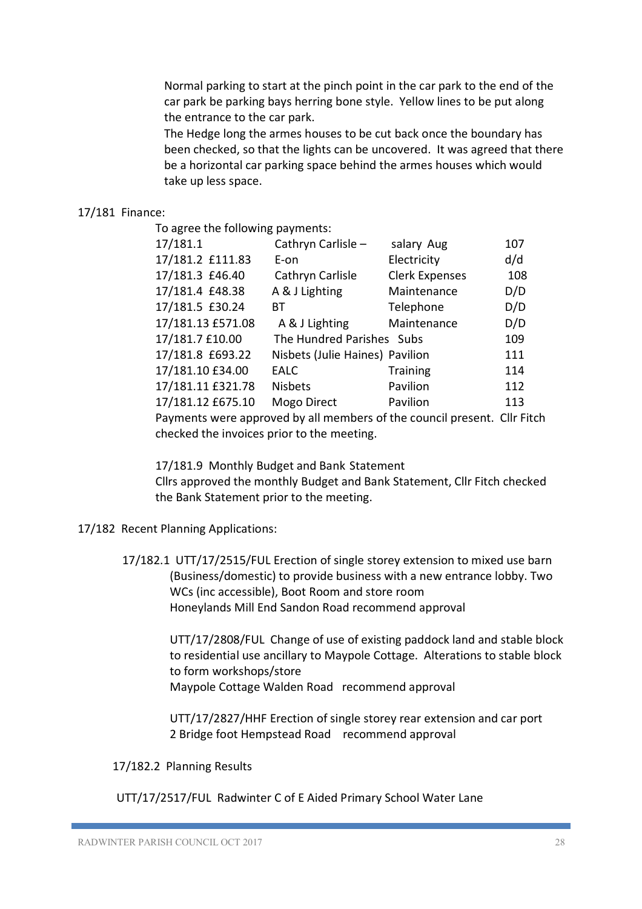Normal parking to start at the pinch point in the car park to the end of the car park be parking bays herring bone style. Yellow lines to be put along the entrance to the car park.
The Hedge long the armes houses to be cut back once the boundary has been checked, so that the lights can be uncovered. It was agreed that there be a horizontal car parking space behind the armes houses which would take up less space.

17/181 Finance:

To agree the following payments:

| | | | |
|---|---|---|---|
| 17/181.1 | Cathryn Carlisle – | salary Aug | 107 |
| 17/181.2 £111.83 | E-on | Electricity | d/d |
| 17/181.3 £46.40 | Cathryn Carlisle | Clerk Expenses | 108 |
| 17/181.4 £48.38 | A & J Lighting | Maintenance | D/D |
| 17/181.5 £30.24 | BT | Telephone | D/D |
| 17/181.13 £571.08 | A & J Lighting | Maintenance | D/D |
| 17/181.7 £10.00 | The Hundred Parishes | Subs | 109 |
| 17/181.8 £693.22 | Nisbets (Julie Haines) | Pavilion | 111 |
| 17/181.10 £34.00 | EALC | Training | 114 |
| 17/181.11 £321.78 | Nisbets | Pavilion | 112 |
| 17/181.12 £675.10 | Mogo Direct | Pavilion | 113 |

Payments were approved by all members of the council present. Cllr Fitch checked the invoices prior to the meeting.

17/181.9 Monthly Budget and Bank Statement
Cllrs approved the monthly Budget and Bank Statement, Cllr Fitch checked the Bank Statement prior to the meeting.

17/182 Recent Planning Applications:

17/182.1 UTT/17/2515/FUL Erection of single storey extension to mixed use barn (Business/domestic) to provide business with a new entrance lobby. Two WCs (inc accessible), Boot Room and store room
Honeylands Mill End Sandon Road recommend approval

UTT/17/2808/FUL Change of use of existing paddock land and stable block to residential use ancillary to Maypole Cottage. Alterations to stable block to form workshops/store
Maypole Cottage Walden Road recommend approval

UTT/17/2827/HHF Erection of single storey rear extension and car port
2 Bridge foot Hempstead Road recommend approval

17/182.2 Planning Results

UTT/17/2517/FUL Radwinter C of E Aided Primary School Water Lane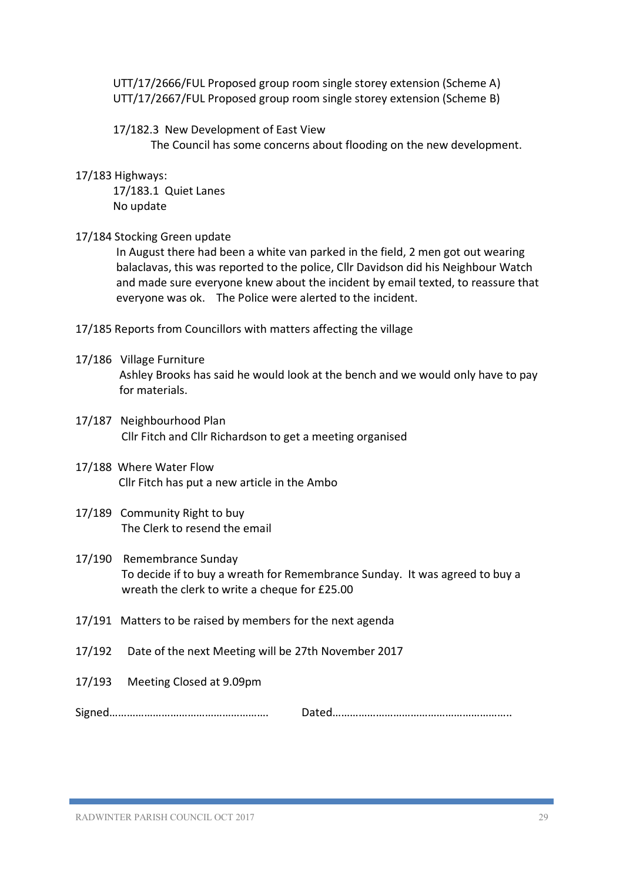UTT/17/2666/FUL Proposed group room single storey extension (Scheme A)
UTT/17/2667/FUL Proposed group room single storey extension (Scheme B)

17/182.3 New Development of East View
The Council has some concerns about flooding on the new development.

17/183 Highways:
17/183.1 Quiet Lanes
No update

17/184 Stocking Green update
In August there had been a white van parked in the field, 2 men got out wearing balaclavas, this was reported to the police, Cllr Davidson did his Neighbour Watch and made sure everyone knew about the incident by email texted, to reassure that everyone was ok. The Police were alerted to the incident.

17/185 Reports from Councillors with matters affecting the village

17/186 Village Furniture
Ashley Brooks has said he would look at the bench and we would only have to pay for materials.

17/187 Neighbourhood Plan
Cllr Fitch and Cllr Richardson to get a meeting organised

17/188 Where Water Flow
Cllr Fitch has put a new article in the Ambo

17/189 Community Right to buy
The Clerk to resend the email

17/190 Remembrance Sunday
To decide if to buy a wreath for Remembrance Sunday. It was agreed to buy a wreath the clerk to write a cheque for £25.00

17/191 Matters to be raised by members for the next agenda

17/192 Date of the next Meeting will be 27th November 2017

17/193 Meeting Closed at 9.09pm

Signed………………………………………………. Dated……………………………………………………..